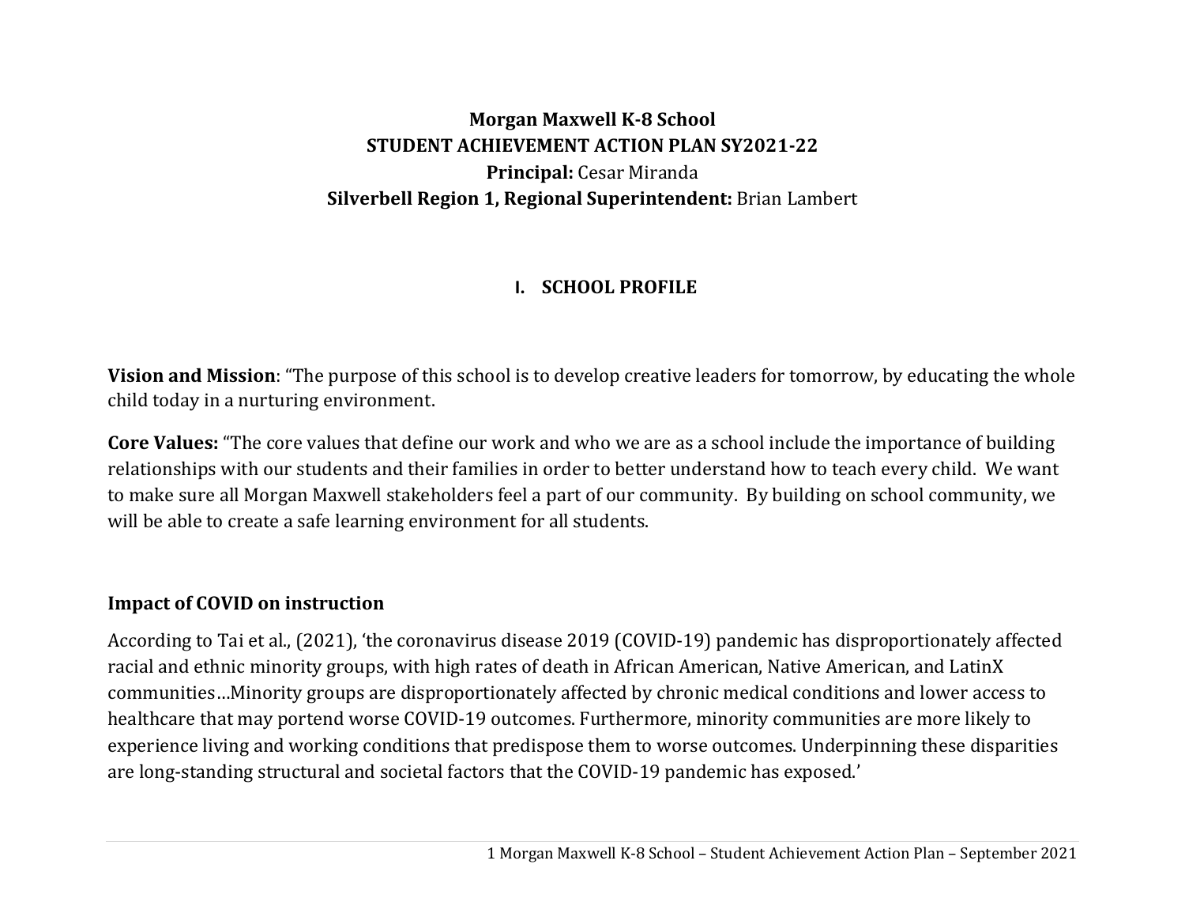**Morgan Maxwell K-8 School**

**STUDENT ACHIEVEMENT ACTION PLAN SY2021-22**

**Principal:** Cesar Miranda

**Silverbell Region 1, Regional Superintendent:** Brian Lambert

## I. SCHOOL PROFILE

**Vision and Mission**: "The purpose of this school is to develop creative leaders for tomorrow, by educating the whole child today in a nurturing environment.

**Core Values:** "The core values that define our work and who we are as a school include the importance of building relationships with our students and their families in order to better understand how to teach every child. We want to make sure all Morgan Maxwell stakeholders feel a part of our community. By building on school community, we will be able to create a safe learning environment for all students.

### Impact of COVID on instruction

According to Tai et al., (2021), 'the coronavirus disease 2019 (COVID-19) pandemic has disproportionately affected racial and ethnic minority groups, with high rates of death in African American, Native American, and LatinX communities…Minority groups are disproportionately affected by chronic medical conditions and lower access to healthcare that may portend worse COVID-19 outcomes. Furthermore, minority communities are more likely to experience living and working conditions that predispose them to worse outcomes. Underpinning these disparities are long-standing structural and societal factors that the COVID-19 pandemic has exposed.'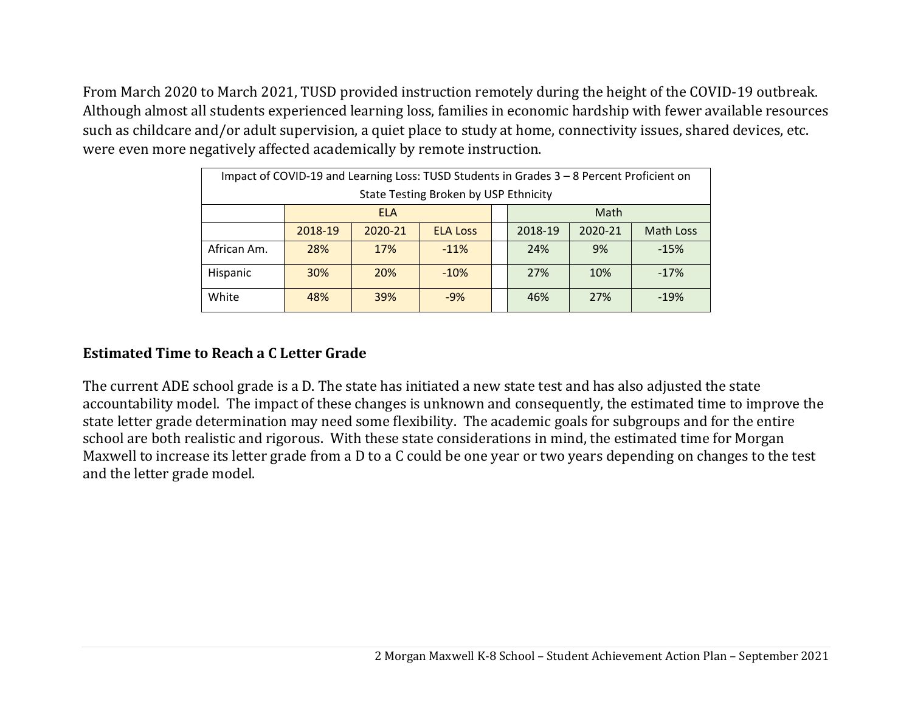From March 2020 to March 2021, TUSD provided instruction remotely during the height of the COVID-19 outbreak. Although almost all students experienced learning loss, families in economic hardship with fewer available resources such as childcare and/or adult supervision, a quiet place to study at home, connectivity issues, shared devices, etc. were even more negatively affected academically by remote instruction.

| Impact of COVID-19 and Learning Loss: TUSD Students in Grades 3 – 8 Percent Proficient on State Testing Broken by USP Ethnicity | | | | | | | |
|---|---|---|---|---|---|---|---|
| | ELA | | | | Math | | |
| | 2018-19 | 2020-21 | ELA Loss | | 2018-19 | 2020-21 | Math Loss |
| African Am. | 28% | 17% | -11% | | 24% | 9% | -15% |
| Hispanic | 30% | 20% | -10% | | 27% | 10% | -17% |
| White | 48% | 39% | -9% | | 46% | 27% | -19% |

## Estimated Time to Reach a C Letter Grade

The current ADE school grade is a D. The state has initiated a new state test and has also adjusted the state accountability model. The impact of these changes is unknown and consequently, the estimated time to improve the state letter grade determination may need some flexibility. The academic goals for subgroups and for the entire school are both realistic and rigorous. With these state considerations in mind, the estimated time for Morgan Maxwell to increase its letter grade from a D to a C could be one year or two years depending on changes to the test and the letter grade model.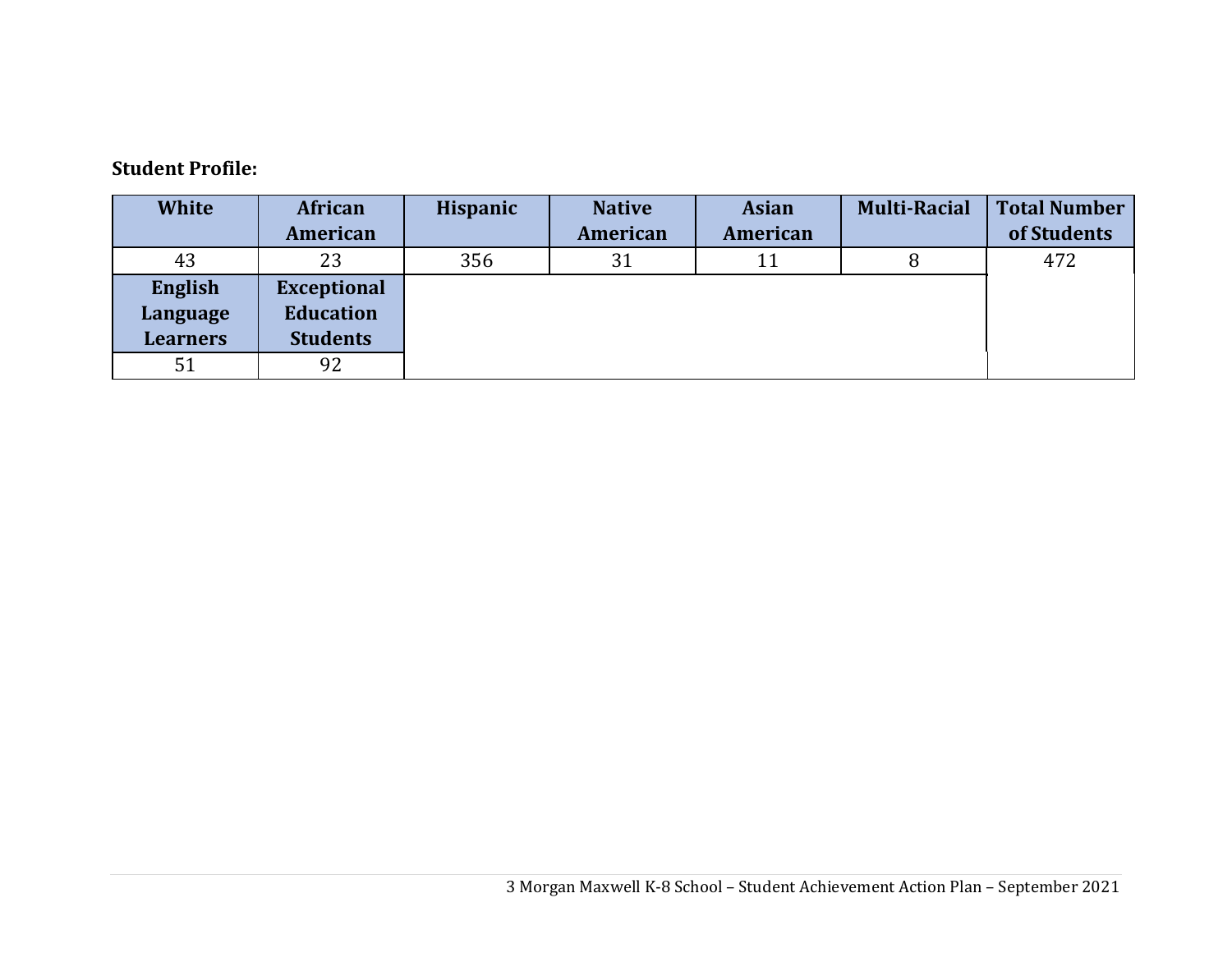**Student Profile:**

| White | African American | Hispanic | Native American | Asian American | Multi-Racial | Total Number of Students |
|---|---|---|---|---|---|---|
| 43 | 23 | 356 | 31 | 11 | 8 | 472 |
| **English Language Learners** | **Exceptional Education Students** | | | | | |
| 51 | 92 | | | | | |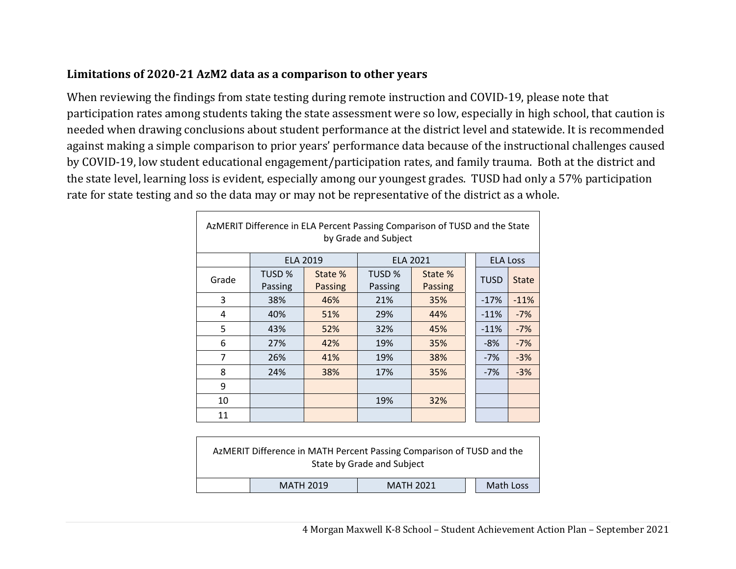**Limitations of 2020-21 AzM2 data as a comparison to other years**

When reviewing the findings from state testing during remote instruction and COVID-19, please note that participation rates among students taking the state assessment were so low, especially in high school, that caution is needed when drawing conclusions about student performance at the district level and statewide. It is recommended against making a simple comparison to prior years' performance data because of the instructional challenges caused by COVID-19, low student educational engagement/participation rates, and family trauma. Both at the district and the state level, learning loss is evident, especially among our youngest grades. TUSD had only a 57% participation rate for state testing and so the data may or may not be representative of the district as a whole.

AzMERIT Difference in ELA Percent Passing Comparison of TUSD and the State by Grade and Subject

| | ELA 2019 | | ELA 2021 | | ELA Loss | |
|---|---|---|---|---|---|---|
| Grade | TUSD % Passing | State % Passing | TUSD % Passing | State % Passing | TUSD | State |
| 3 | 38% | 46% | 21% | 35% | -17% | -11% |
| 4 | 40% | 51% | 29% | 44% | -11% | -7% |
| 5 | 43% | 52% | 32% | 45% | -11% | -7% |
| 6 | 27% | 42% | 19% | 35% | -8% | -7% |
| 7 | 26% | 41% | 19% | 38% | -7% | -3% |
| 8 | 24% | 38% | 17% | 35% | -7% | -3% |
| 9 | | | | | | |
| 10 | | | 19% | 32% | | |
| 11 | | | | | | |

AzMERIT Difference in MATH Percent Passing Comparison of TUSD and the State by Grade and Subject

| | MATH 2019 | | MATH 2021 | | Math Loss | |
|---|---|---|---|---|---|---|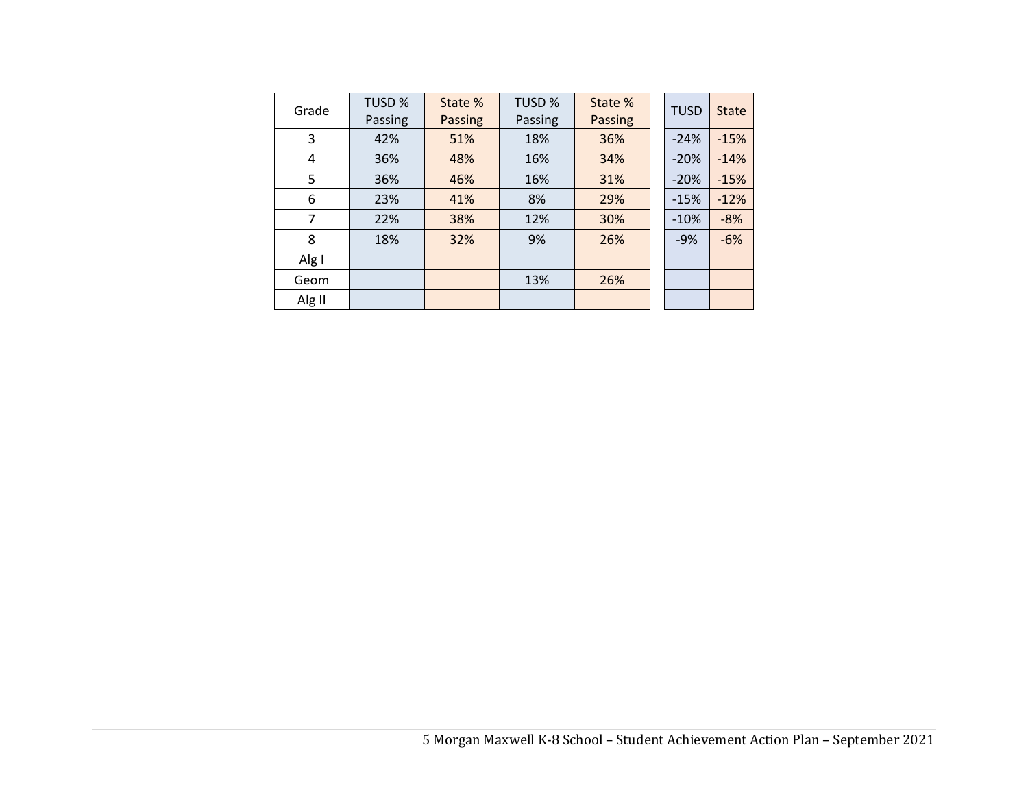| Grade | TUSD % Passing | State % Passing | TUSD % Passing | State % Passing | TUSD | State |
|---|---|---|---|---|---|---|
| 3 | 42% | 51% | 18% | 36% | -24% | -15% |
| 4 | 36% | 48% | 16% | 34% | -20% | -14% |
| 5 | 36% | 46% | 16% | 31% | -20% | -15% |
| 6 | 23% | 41% | 8% | 29% | -15% | -12% |
| 7 | 22% | 38% | 12% | 30% | -10% | -8% |
| 8 | 18% | 32% | 9% | 26% | -9% | -6% |
| Alg I | | | | | | |
| Geom | | | 13% | 26% | | |
| Alg II | | | | | | |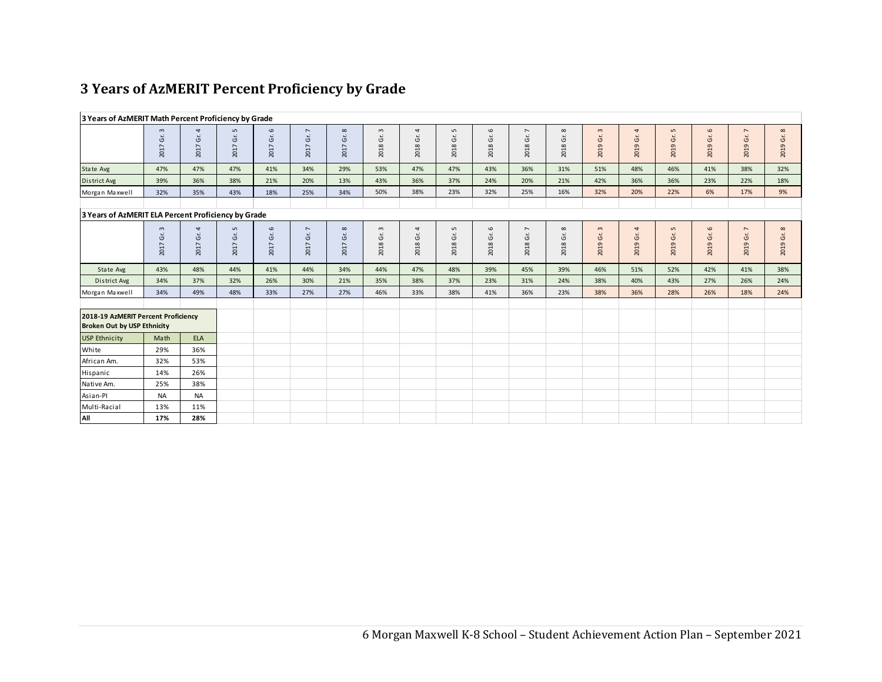## 3 Years of AzMERIT Percent Proficiency by Grade

**3 Years of AzMERIT Math Percent Proficiency by Grade**

| | 2017 Gr. 3 | 2017 Gr. 4 | 2017 Gr. 5 | 2017 Gr. 6 | 2017 Gr. 7 | 2017 Gr. 8 | 2018 Gr. 3 | 2018 Gr. 4 | 2018 Gr. 5 | 2018 Gr. 6 | 2018 Gr. 7 | 2018 Gr. 8 | 2019 Gr. 3 | 2019 Gr. 4 | 2019 Gr. 5 | 2019 Gr. 6 | 2019 Gr. 7 | 2019 Gr. 8 |
|---|---|---|---|---|---|---|---|---|---|---|---|---|---|---|---|---|---|---|
| State Avg | 47% | 47% | 47% | 41% | 34% | 29% | 53% | 47% | 47% | 43% | 36% | 31% | 51% | 48% | 46% | 41% | 38% | 32% |
| District Avg | 39% | 36% | 38% | 21% | 20% | 13% | 43% | 36% | 37% | 24% | 20% | 21% | 42% | 36% | 36% | 23% | 22% | 18% |
| Morgan Maxwell | 32% | 35% | 43% | 18% | 25% | 34% | 50% | 38% | 23% | 32% | 25% | 16% | 32% | 20% | 22% | 6% | 17% | 9% |

**3 Years of AzMERIT ELA Percent Proficiency by Grade**

| | 2017 Gr. 3 | 2017 Gr. 4 | 2017 Gr. 5 | 2017 Gr. 6 | 2017 Gr. 7 | 2017 Gr. 8 | 2018 Gr. 3 | 2018 Gr. 4 | 2018 Gr. 5 | 2018 Gr. 6 | 2018 Gr. 7 | 2018 Gr. 8 | 2019 Gr. 3 | 2019 Gr. 4 | 2019 Gr. 5 | 2019 Gr. 6 | 2019 Gr. 7 | 2019 Gr. 8 |
|---|---|---|---|---|---|---|---|---|---|---|---|---|---|---|---|---|---|---|
| State Avg | 43% | 48% | 44% | 41% | 44% | 34% | 44% | 47% | 48% | 39% | 45% | 39% | 46% | 51% | 52% | 42% | 41% | 38% |
| District Avg | 34% | 37% | 32% | 26% | 30% | 21% | 35% | 38% | 37% | 23% | 31% | 24% | 38% | 40% | 43% | 27% | 26% | 24% |
| Morgan Maxwell | 34% | 49% | 48% | 33% | 27% | 27% | 46% | 33% | 38% | 41% | 36% | 23% | 38% | 36% | 28% | 26% | 18% | 24% |

**2018-19 AzMERIT Percent Proficiency Broken Out by USP Ethnicity**

| USP Ethnicity | Math | ELA |
|---|---|---|
| White | 29% | 36% |
| African Am. | 32% | 53% |
| Hispanic | 14% | 26% |
| Native Am. | 25% | 38% |
| Asian-PI | NA | NA |
| Multi-Racial | 13% | 11% |
| **All** | **17%** | **28%** |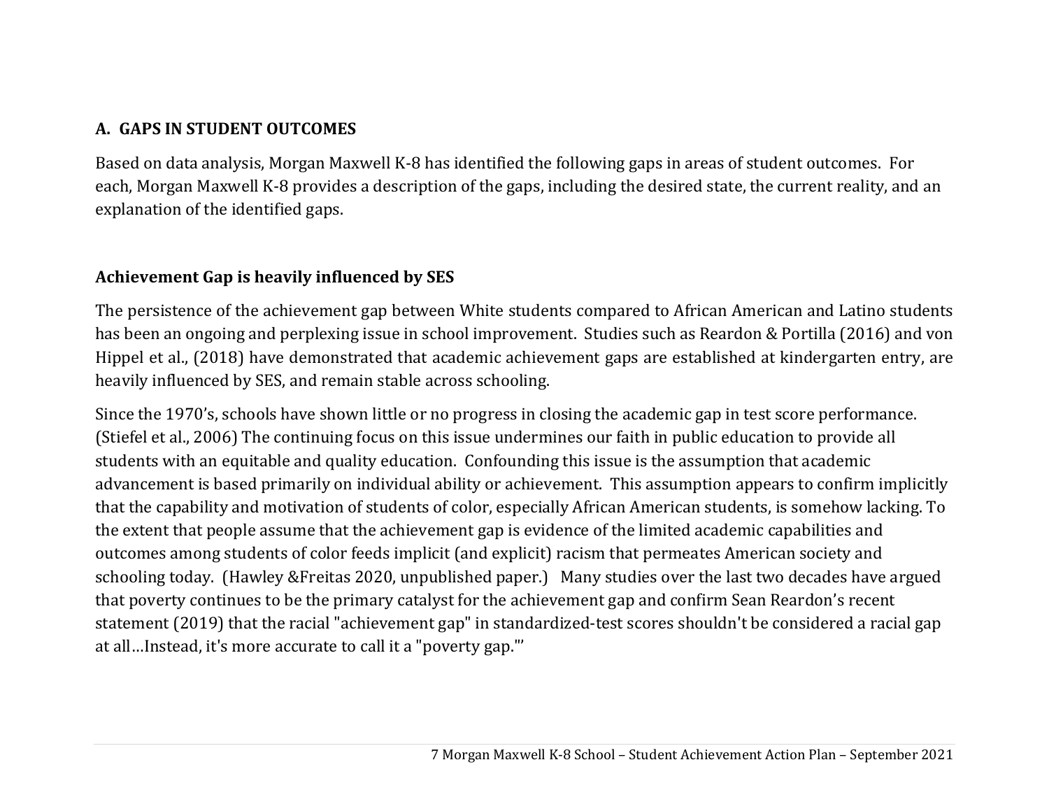## A. GAPS IN STUDENT OUTCOMES

Based on data analysis, Morgan Maxwell K-8 has identified the following gaps in areas of student outcomes. For each, Morgan Maxwell K-8 provides a description of the gaps, including the desired state, the current reality, and an explanation of the identified gaps.

### Achievement Gap is heavily influenced by SES

The persistence of the achievement gap between White students compared to African American and Latino students has been an ongoing and perplexing issue in school improvement. Studies such as Reardon & Portilla (2016) and von Hippel et al., (2018) have demonstrated that academic achievement gaps are established at kindergarten entry, are heavily influenced by SES, and remain stable across schooling.

Since the 1970's, schools have shown little or no progress in closing the academic gap in test score performance. (Stiefel et al., 2006) The continuing focus on this issue undermines our faith in public education to provide all students with an equitable and quality education. Confounding this issue is the assumption that academic advancement is based primarily on individual ability or achievement. This assumption appears to confirm implicitly that the capability and motivation of students of color, especially African American students, is somehow lacking. To the extent that people assume that the achievement gap is evidence of the limited academic capabilities and outcomes among students of color feeds implicit (and explicit) racism that permeates American society and schooling today. (Hawley &Freitas 2020, unpublished paper.) Many studies over the last two decades have argued that poverty continues to be the primary catalyst for the achievement gap and confirm Sean Reardon's recent statement (2019) that the racial "achievement gap" in standardized-test scores shouldn't be considered a racial gap at all…Instead, it's more accurate to call it a "poverty gap."'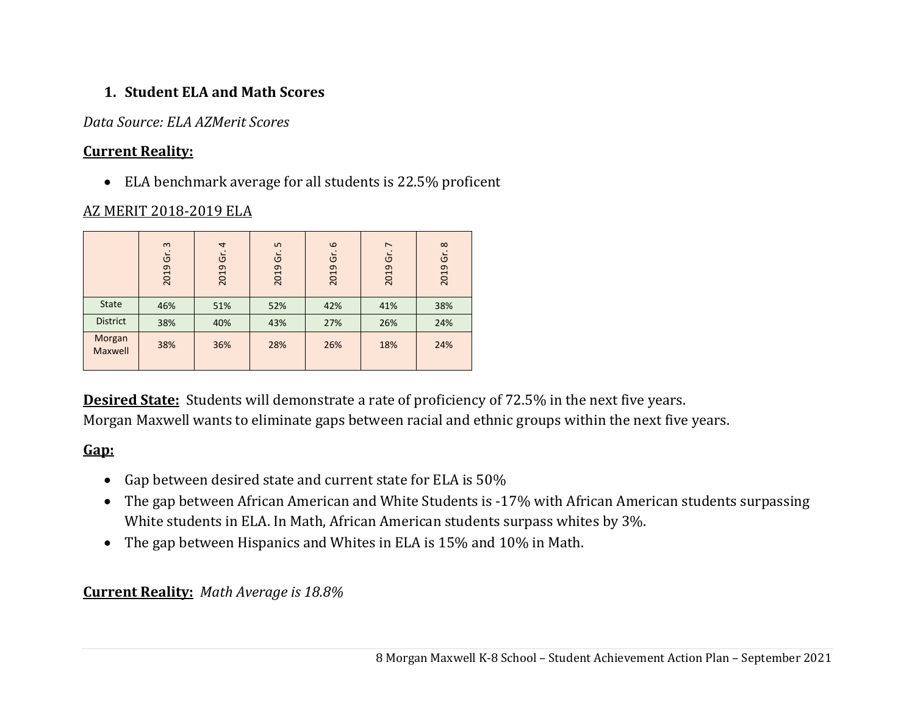1. **Student ELA and Math Scores**

*Data Source: ELA AZMerit Scores*

**Current Reality:**

- ELA benchmark average for all students is 22.5% proficent

AZ MERIT 2018-2019 ELA

| | 2019 Gr. 3 | 2019 Gr. 4 | 2019 Gr. 5 | 2019 Gr. 6 | 2019 Gr. 7 | 2019 Gr. 8 |
|---|---|---|---|---|---|---|
| State | 46% | 51% | 52% | 42% | 41% | 38% |
| District | 38% | 40% | 43% | 27% | 26% | 24% |
| Morgan Maxwell | 38% | 36% | 28% | 26% | 18% | 24% |

**Desired State:** Students will demonstrate a rate of proficiency of 72.5% in the next five years.
Morgan Maxwell wants to eliminate gaps between racial and ethnic groups within the next five years.

**Gap:**

- Gap between desired state and current state for ELA is 50%
- The gap between African American and White Students is -17% with African American students surpassing White students in ELA. In Math, African American students surpass whites by 3%.
- The gap between Hispanics and Whites in ELA is 15% and 10% in Math.

**Current Reality:** *Math Average is 18.8%*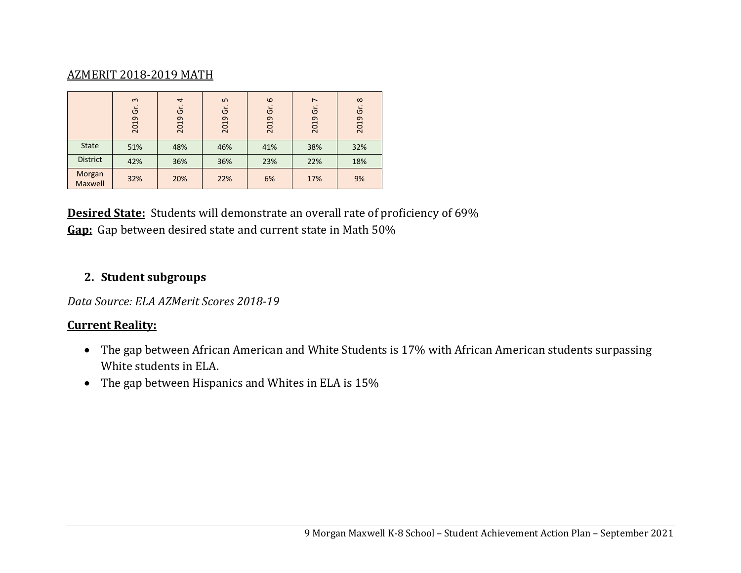AZMERIT 2018-2019 MATH

| | 2019 Gr. 3 | 2019 Gr. 4 | 2019 Gr. 5 | 2019 Gr. 6 | 2019 Gr. 7 | 2019 Gr. 8 |
|---|---|---|---|---|---|---|
| State | 51% | 48% | 46% | 41% | 38% | 32% |
| District | 42% | 36% | 36% | 23% | 22% | 18% |
| Morgan Maxwell | 32% | 20% | 22% | 6% | 17% | 9% |

**Desired State:** Students will demonstrate an overall rate of proficiency of 69%
**Gap:** Gap between desired state and current state in Math 50%

## 2. Student subgroups

*Data Source: ELA AZMerit Scores 2018-19*

**Current Reality:**

- The gap between African American and White Students is 17% with African American students surpassing White students in ELA.
- The gap between Hispanics and Whites in ELA is 15%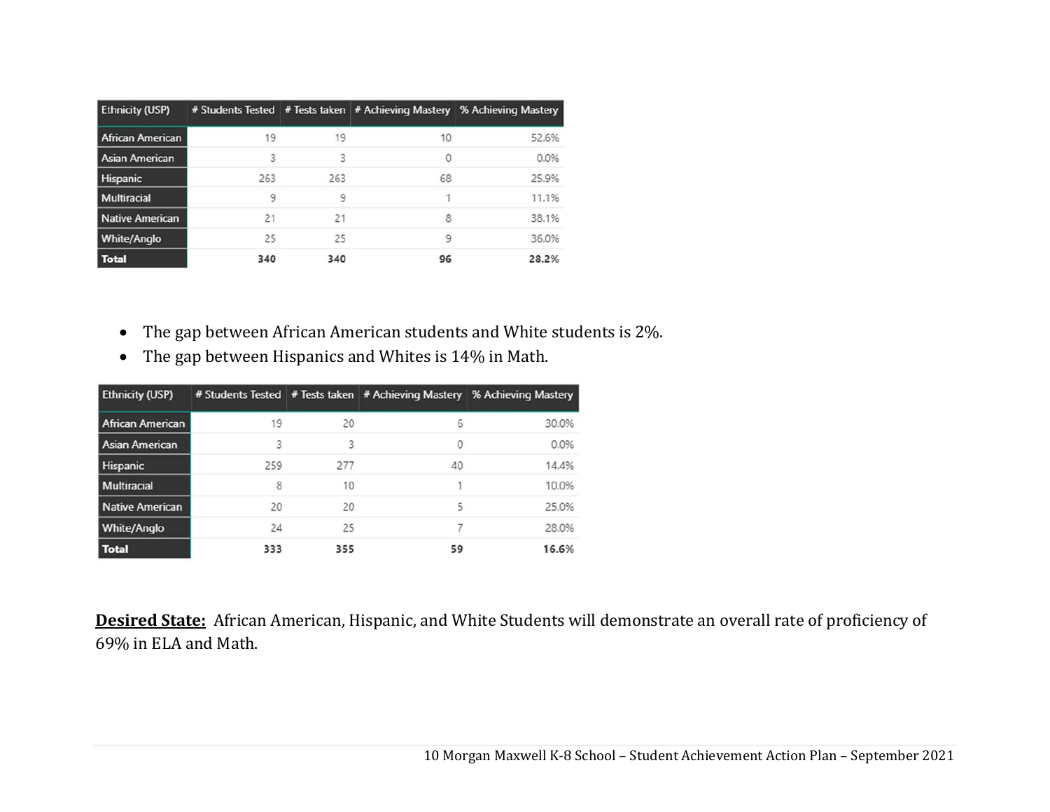| Ethnicity (USP) | # Students Tested | # Tests taken | # Achieving Mastery | % Achieving Mastery |
|---|---|---|---|---|
| African American | 19 | 19 | 10 | 52.6% |
| Asian American | 3 | 3 | 0 | 0.0% |
| Hispanic | 263 | 263 | 68 | 25.9% |
| Multiracial | 9 | 9 | 1 | 11.1% |
| Native American | 21 | 21 | 8 | 38.1% |
| White/Anglo | 25 | 25 | 9 | 36.0% |
| **Total** | **340** | **340** | **96** | **28.2%** |

- The gap between African American students and White students is 2%.
- The gap between Hispanics and Whites is 14% in Math.

| Ethnicity (USP) | # Students Tested | # Tests taken | # Achieving Mastery | % Achieving Mastery |
|---|---|---|---|---|
| African American | 19 | 20 | 6 | 30.0% |
| Asian American | 3 | 3 | 0 | 0.0% |
| Hispanic | 259 | 277 | 40 | 14.4% |
| Multiracial | 8 | 10 | 1 | 10.0% |
| Native American | 20 | 20 | 5 | 25.0% |
| White/Anglo | 24 | 25 | 7 | 28.0% |
| **Total** | **333** | **355** | **59** | **16.6%** |

**Desired State:** African American, Hispanic, and White Students will demonstrate an overall rate of proficiency of 69% in ELA and Math.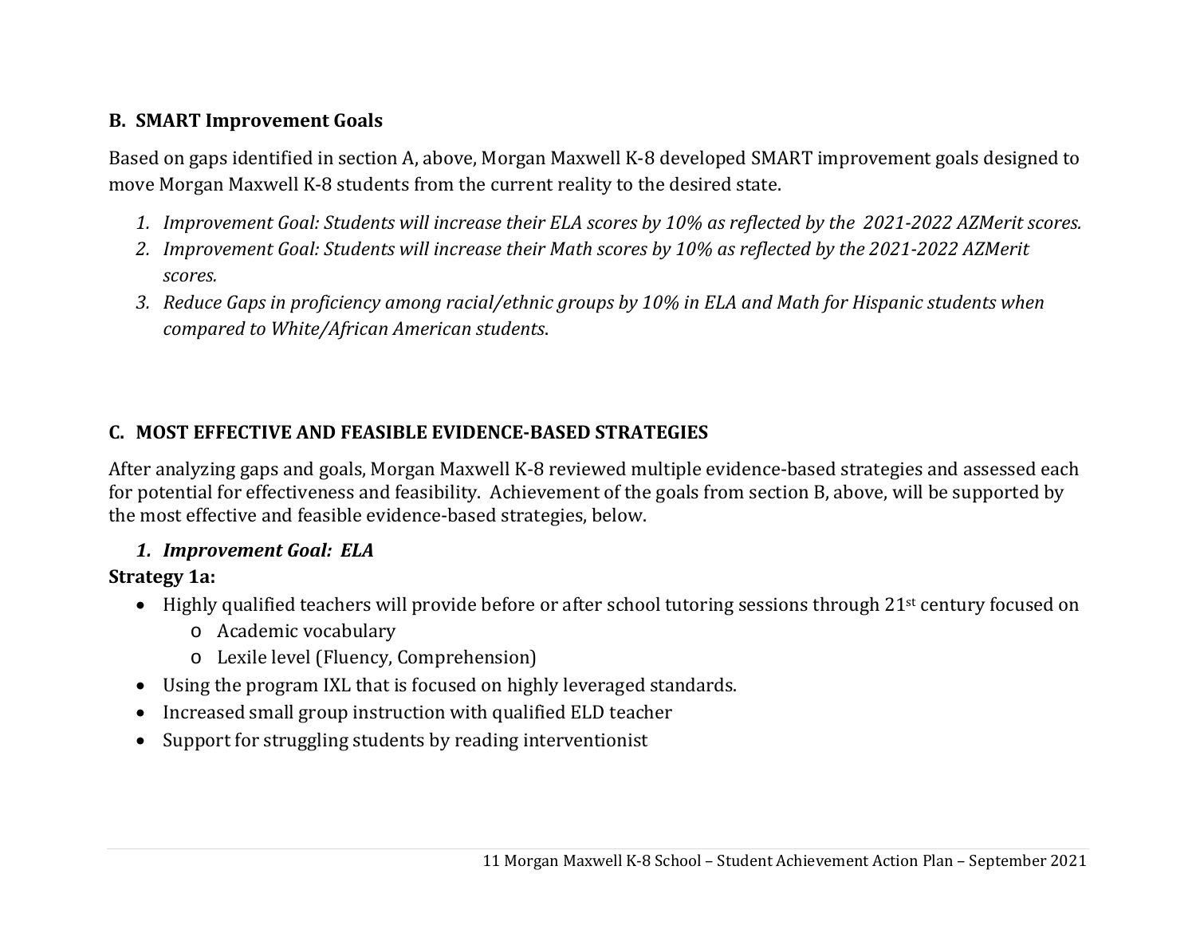## B. SMART Improvement Goals

Based on gaps identified in section A, above, Morgan Maxwell K-8 developed SMART improvement goals designed to move Morgan Maxwell K-8 students from the current reality to the desired state.

1. *Improvement Goal: Students will increase their ELA scores by 10% as reflected by the 2021-2022 AZMerit scores.*
2. *Improvement Goal: Students will increase their Math scores by 10% as reflected by the 2021-2022 AZMerit scores.*
3. *Reduce Gaps in proficiency among racial/ethnic groups by 10% in ELA and Math for Hispanic students when compared to White/African American students.*

## C. MOST EFFECTIVE AND FEASIBLE EVIDENCE-BASED STRATEGIES

After analyzing gaps and goals, Morgan Maxwell K-8 reviewed multiple evidence-based strategies and assessed each for potential for effectiveness and feasibility. Achievement of the goals from section B, above, will be supported by the most effective and feasible evidence-based strategies, below.

### *1. Improvement Goal: ELA*

**Strategy 1a:**

- Highly qualified teachers will provide before or after school tutoring sessions through 21st century focused on
  - Academic vocabulary
  - Lexile level (Fluency, Comprehension)
- Using the program IXL that is focused on highly leveraged standards.
- Increased small group instruction with qualified ELD teacher
- Support for struggling students by reading interventionist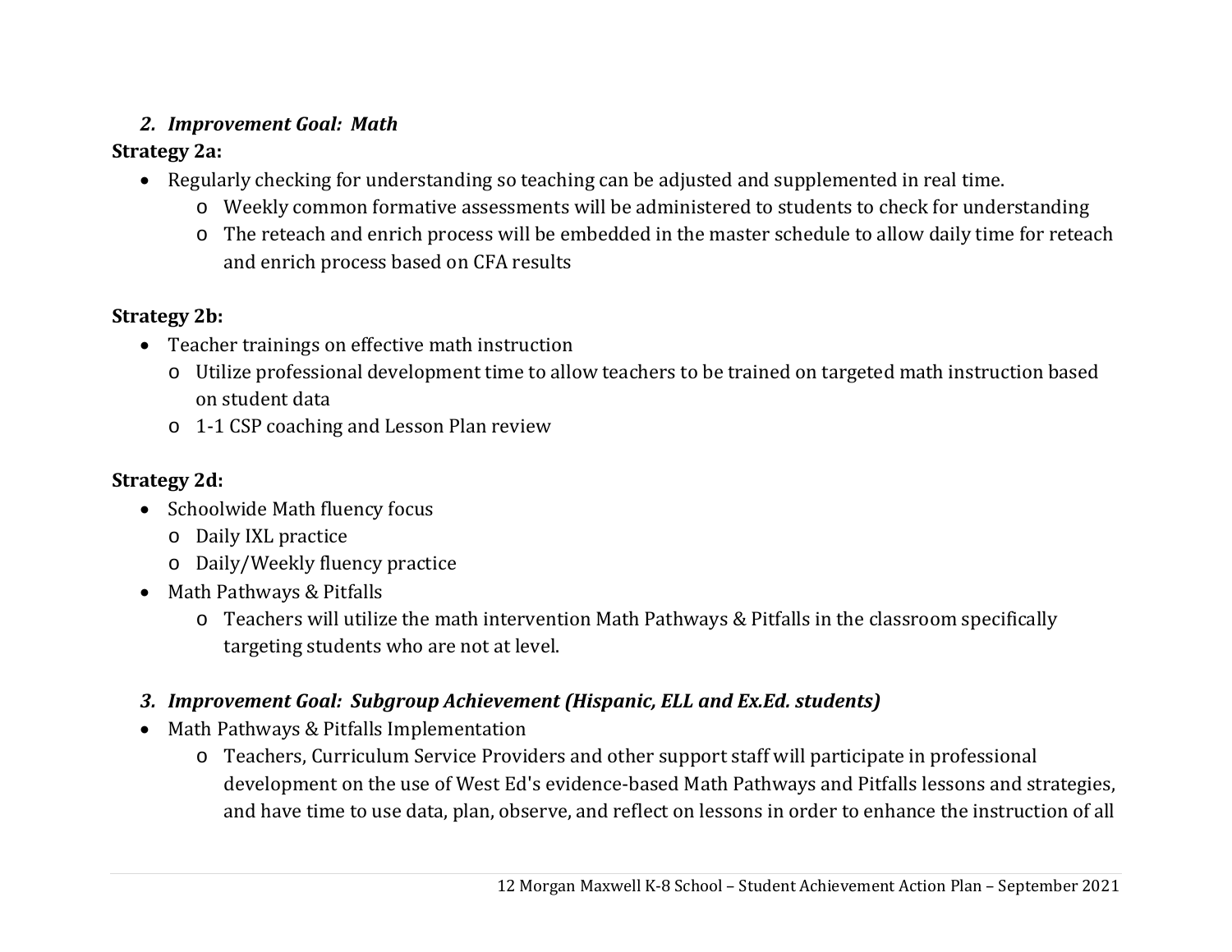2. ***Improvement Goal: Math***

**Strategy 2a:**

- Regularly checking for understanding so teaching can be adjusted and supplemented in real time.
  - Weekly common formative assessments will be administered to students to check for understanding
  - The reteach and enrich process will be embedded in the master schedule to allow daily time for reteach and enrich process based on CFA results

**Strategy 2b:**

- Teacher trainings on effective math instruction
  - Utilize professional development time to allow teachers to be trained on targeted math instruction based on student data
  - 1-1 CSP coaching and Lesson Plan review

**Strategy 2d:**

- Schoolwide Math fluency focus
  - Daily IXL practice
  - Daily/Weekly fluency practice
- Math Pathways & Pitfalls
  - Teachers will utilize the math intervention Math Pathways & Pitfalls in the classroom specifically targeting students who are not at level.

3. ***Improvement Goal: Subgroup Achievement (Hispanic, ELL and Ex.Ed. students)***

- Math Pathways & Pitfalls Implementation
  - Teachers, Curriculum Service Providers and other support staff will participate in professional development on the use of West Ed's evidence-based Math Pathways and Pitfalls lessons and strategies, and have time to use data, plan, observe, and reflect on lessons in order to enhance the instruction of all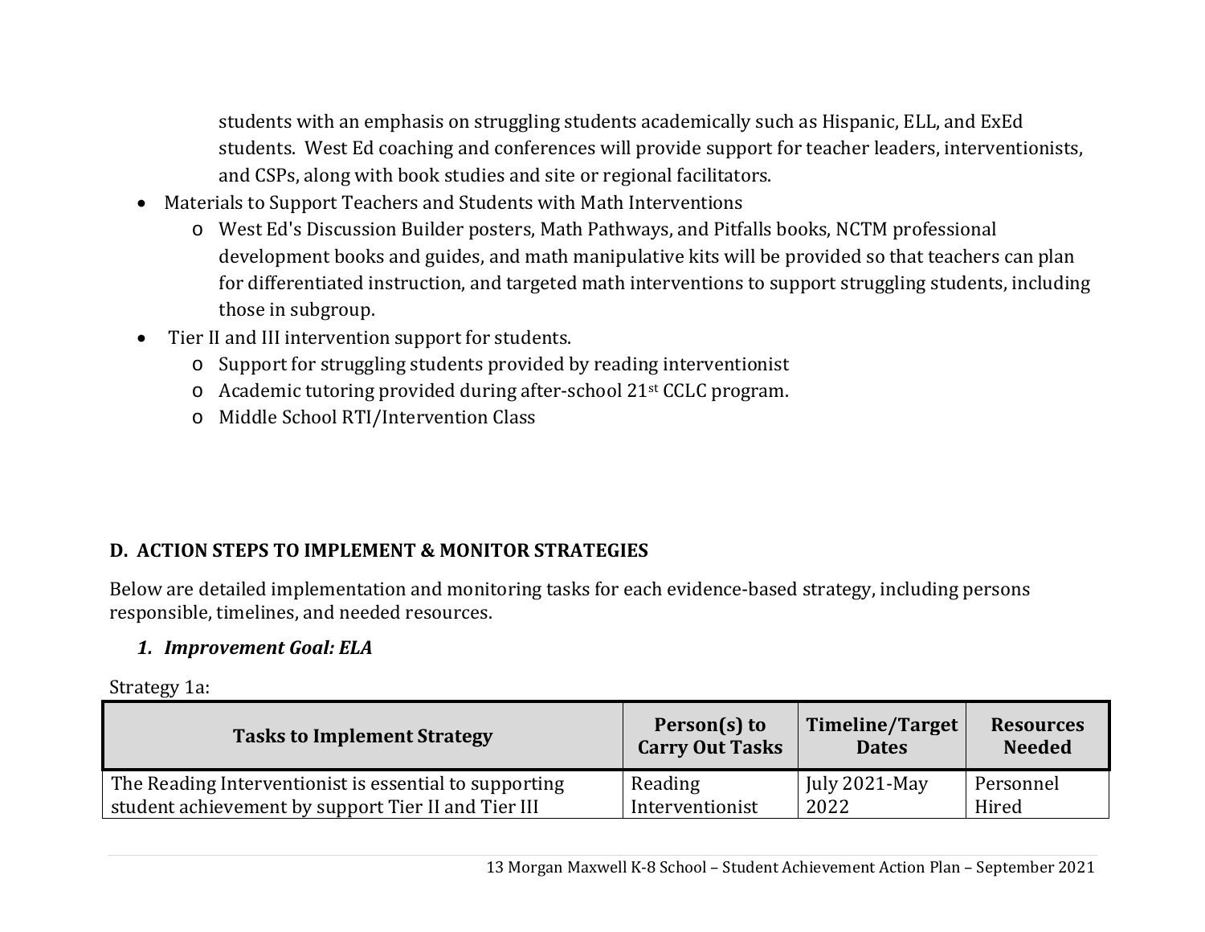students with an emphasis on struggling students academically such as Hispanic, ELL, and ExEd students. West Ed coaching and conferences will provide support for teacher leaders, interventionists, and CSPs, along with book studies and site or regional facilitators.

- Materials to Support Teachers and Students with Math Interventions
  - West Ed's Discussion Builder posters, Math Pathways, and Pitfalls books, NCTM professional development books and guides, and math manipulative kits will be provided so that teachers can plan for differentiated instruction, and targeted math interventions to support struggling students, including those in subgroup.
- Tier II and III intervention support for students.
  - Support for struggling students provided by reading interventionist
  - Academic tutoring provided during after-school 21st CCLC program.
  - Middle School RTI/Intervention Class

## D. ACTION STEPS TO IMPLEMENT & MONITOR STRATEGIES

Below are detailed implementation and monitoring tasks for each evidence-based strategy, including persons responsible, timelines, and needed resources.

### *1. Improvement Goal: ELA*

Strategy 1a:

| Tasks to Implement Strategy | Person(s) to Carry Out Tasks | Timeline/Target Dates | Resources Needed |
|---|---|---|---|
| The Reading Interventionist is essential to supporting student achievement by support Tier II and Tier III | Reading Interventionist | July 2021-May 2022 | Personnel Hired |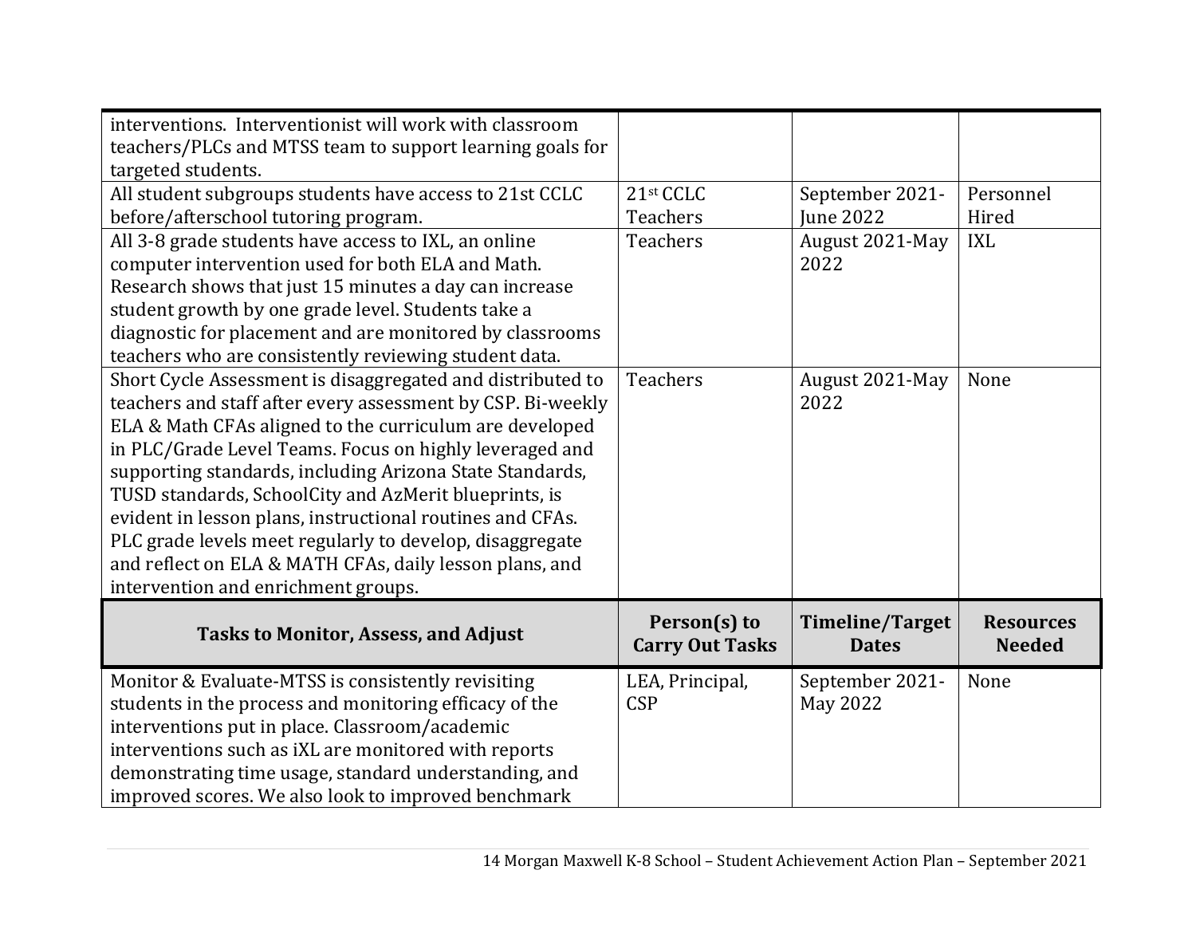| | | | |
|---|---|---|---|
| interventions. Interventionist will work with classroom teachers/PLCs and MTSS team to support learning goals for targeted students. | | | |
| All student subgroups students have access to 21st CCLC before/afterschool tutoring program. | 21st CCLC Teachers | September 2021-June 2022 | Personnel Hired |
| All 3-8 grade students have access to IXL, an online computer intervention used for both ELA and Math. Research shows that just 15 minutes a day can increase student growth by one grade level. Students take a diagnostic for placement and are monitored by classrooms teachers who are consistently reviewing student data. | Teachers | August 2021-May 2022 | IXL |
| Short Cycle Assessment is disaggregated and distributed to teachers and staff after every assessment by CSP. Bi-weekly ELA & Math CFAs aligned to the curriculum are developed in PLC/Grade Level Teams. Focus on highly leveraged and supporting standards, including Arizona State Standards, TUSD standards, SchoolCity and AzMerit blueprints, is evident in lesson plans, instructional routines and CFAs. PLC grade levels meet regularly to develop, disaggregate and reflect on ELA & MATH CFAs, daily lesson plans, and intervention and enrichment groups. | Teachers | August 2021-May 2022 | None |
| **Tasks to Monitor, Assess, and Adjust** | **Person(s) to Carry Out Tasks** | **Timeline/Target Dates** | **Resources Needed** |
| Monitor & Evaluate-MTSS is consistently revisiting students in the process and monitoring efficacy of the interventions put in place. Classroom/academic interventions such as iXL are monitored with reports demonstrating time usage, standard understanding, and improved scores. We also look to improved benchmark | LEA, Principal, CSP | September 2021-May 2022 | None |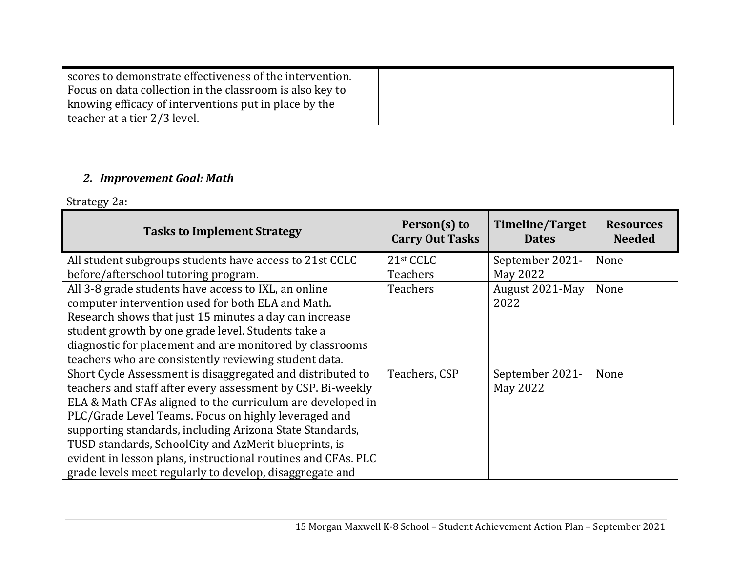| | | | |
|---|---|---|---|
| scores to demonstrate effectiveness of the intervention. Focus on data collection in the classroom is also key to knowing efficacy of interventions put in place by the teacher at a tier 2/3 level. | | | |

### *2. Improvement Goal: Math*

Strategy 2a:

| Tasks to Implement Strategy | Person(s) to Carry Out Tasks | Timeline/Target Dates | Resources Needed |
|---|---|---|---|
| All student subgroups students have access to 21st CCLC before/afterschool tutoring program. | 21st CCLC Teachers | September 2021-May 2022 | None |
| All 3-8 grade students have access to IXL, an online computer intervention used for both ELA and Math. Research shows that just 15 minutes a day can increase student growth by one grade level. Students take a diagnostic for placement and are monitored by classrooms teachers who are consistently reviewing student data. | Teachers | August 2021-May 2022 | None |
| Short Cycle Assessment is disaggregated and distributed to teachers and staff after every assessment by CSP. Bi-weekly ELA & Math CFAs aligned to the curriculum are developed in PLC/Grade Level Teams. Focus on highly leveraged and supporting standards, including Arizona State Standards, TUSD standards, SchoolCity and AzMerit blueprints, is evident in lesson plans, instructional routines and CFAs. PLC grade levels meet regularly to develop, disaggregate and | Teachers, CSP | September 2021-May 2022 | None |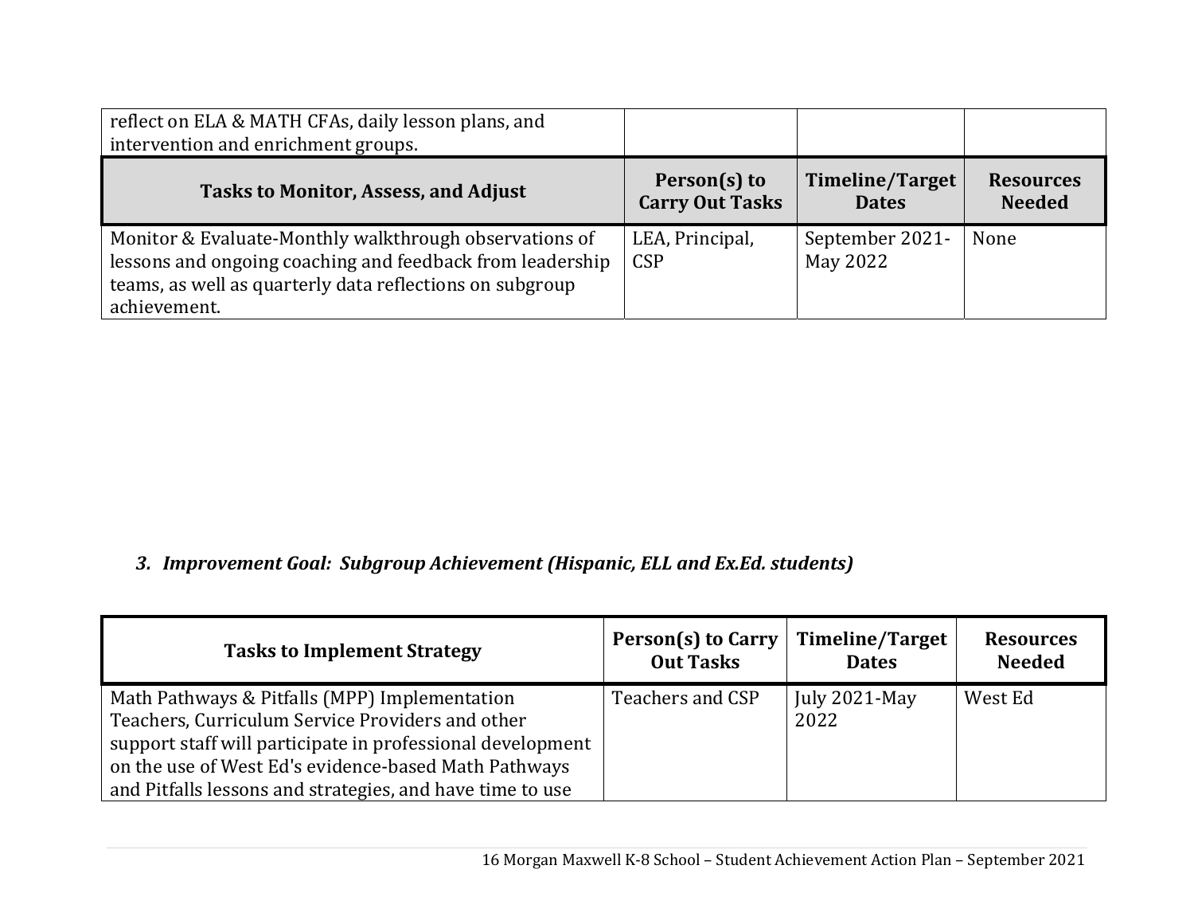| reflect on ELA & MATH CFAs, daily lesson plans, and intervention and enrichment groups. | | | |
|---|---|---|---|
| **Tasks to Monitor, Assess, and Adjust** | **Person(s) to Carry Out Tasks** | **Timeline/Target Dates** | **Resources Needed** |
| Monitor & Evaluate-Monthly walkthrough observations of lessons and ongoing coaching and feedback from leadership teams, as well as quarterly data reflections on subgroup achievement. | LEA, Principal, CSP | September 2021-May 2022 | None |

### *3. Improvement Goal: Subgroup Achievement (Hispanic, ELL and Ex.Ed. students)*

| Tasks to Implement Strategy | Person(s) to Carry Out Tasks | Timeline/Target Dates | Resources Needed |
|---|---|---|---|
| Math Pathways & Pitfalls (MPP) Implementation Teachers, Curriculum Service Providers and other support staff will participate in professional development on the use of West Ed's evidence-based Math Pathways and Pitfalls lessons and strategies, and have time to use | Teachers and CSP | July 2021-May 2022 | West Ed |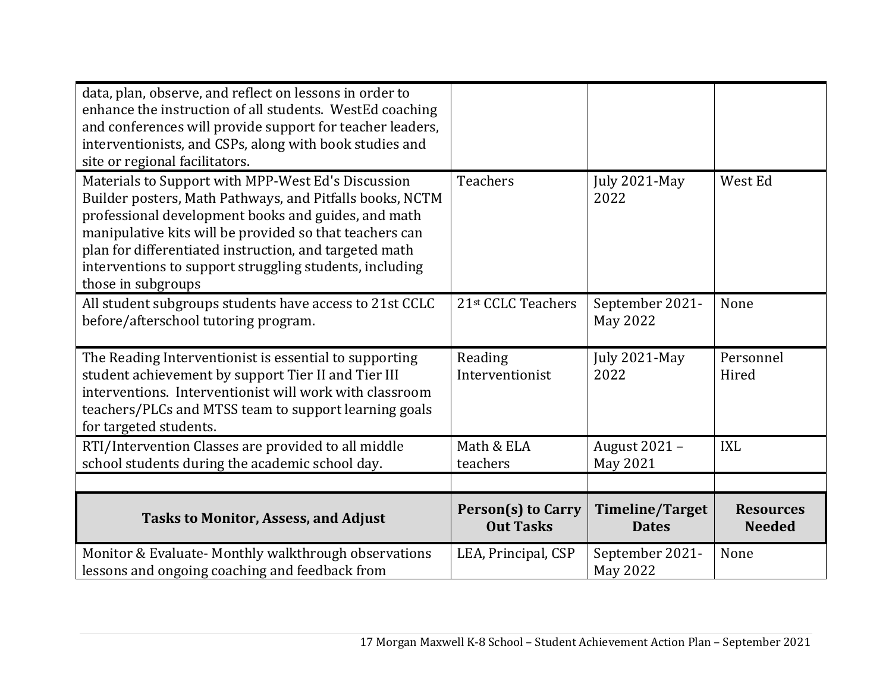| | | | |
|---|---|---|---|
| data, plan, observe, and reflect on lessons in order to enhance the instruction of all students. WestEd coaching and conferences will provide support for teacher leaders, interventionists, and CSPs, along with book studies and site or regional facilitators. | | | |
| Materials to Support with MPP-West Ed's Discussion Builder posters, Math Pathways, and Pitfalls books, NCTM professional development books and guides, and math manipulative kits will be provided so that teachers can plan for differentiated instruction, and targeted math interventions to support struggling students, including those in subgroups | Teachers | July 2021-May 2022 | West Ed |
| All student subgroups students have access to 21st CCLC before/afterschool tutoring program. | 21st CCLC Teachers | September 2021-May 2022 | None |
| The Reading Interventionist is essential to supporting student achievement by support Tier II and Tier III interventions. Interventionist will work with classroom teachers/PLCs and MTSS team to support learning goals for targeted students. | Reading Interventionist | July 2021-May 2022 | Personnel Hired |
| RTI/Intervention Classes are provided to all middle school students during the academic school day. | Math & ELA teachers | August 2021 – May 2021 | IXL |
| | | | |
| **Tasks to Monitor, Assess, and Adjust** | **Person(s) to Carry Out Tasks** | **Timeline/Target Dates** | **Resources Needed** |
| Monitor & Evaluate- Monthly walkthrough observations lessons and ongoing coaching and feedback from | LEA, Principal, CSP | September 2021-May 2022 | None |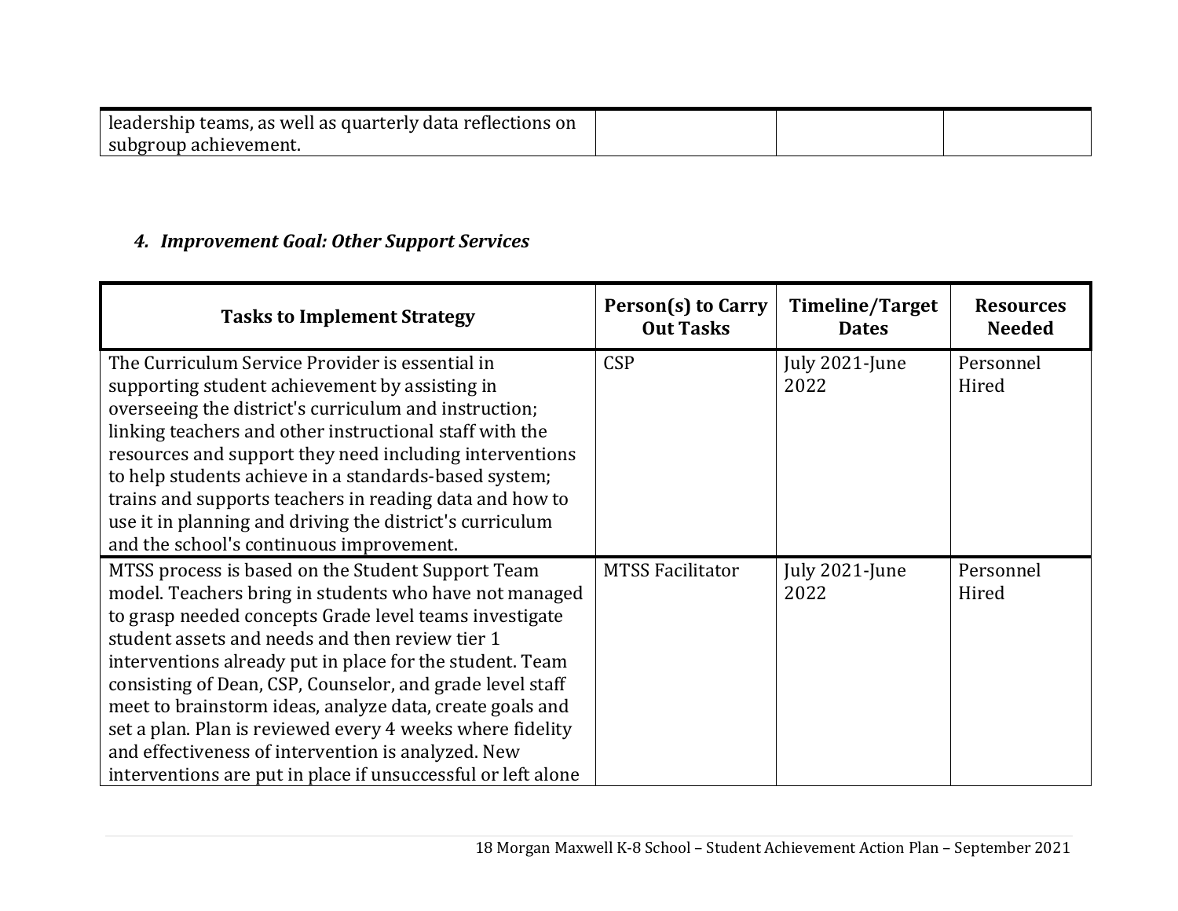| | | | |
|---|---|---|---|
| leadership teams, as well as quarterly data reflections on subgroup achievement. | | | |

#### *4. Improvement Goal: Other Support Services*

| Tasks to Implement Strategy | Person(s) to Carry Out Tasks | Timeline/Target Dates | Resources Needed |
|---|---|---|---|
| The Curriculum Service Provider is essential in supporting student achievement by assisting in overseeing the district's curriculum and instruction; linking teachers and other instructional staff with the resources and support they need including interventions to help students achieve in a standards-based system; trains and supports teachers in reading data and how to use it in planning and driving the district's curriculum and the school's continuous improvement. | CSP | July 2021-June 2022 | Personnel Hired |
| MTSS process is based on the Student Support Team model. Teachers bring in students who have not managed to grasp needed concepts Grade level teams investigate student assets and needs and then review tier 1 interventions already put in place for the student. Team consisting of Dean, CSP, Counselor, and grade level staff meet to brainstorm ideas, analyze data, create goals and set a plan. Plan is reviewed every 4 weeks where fidelity and effectiveness of intervention is analyzed. New interventions are put in place if unsuccessful or left alone | MTSS Facilitator | July 2021-June 2022 | Personnel Hired |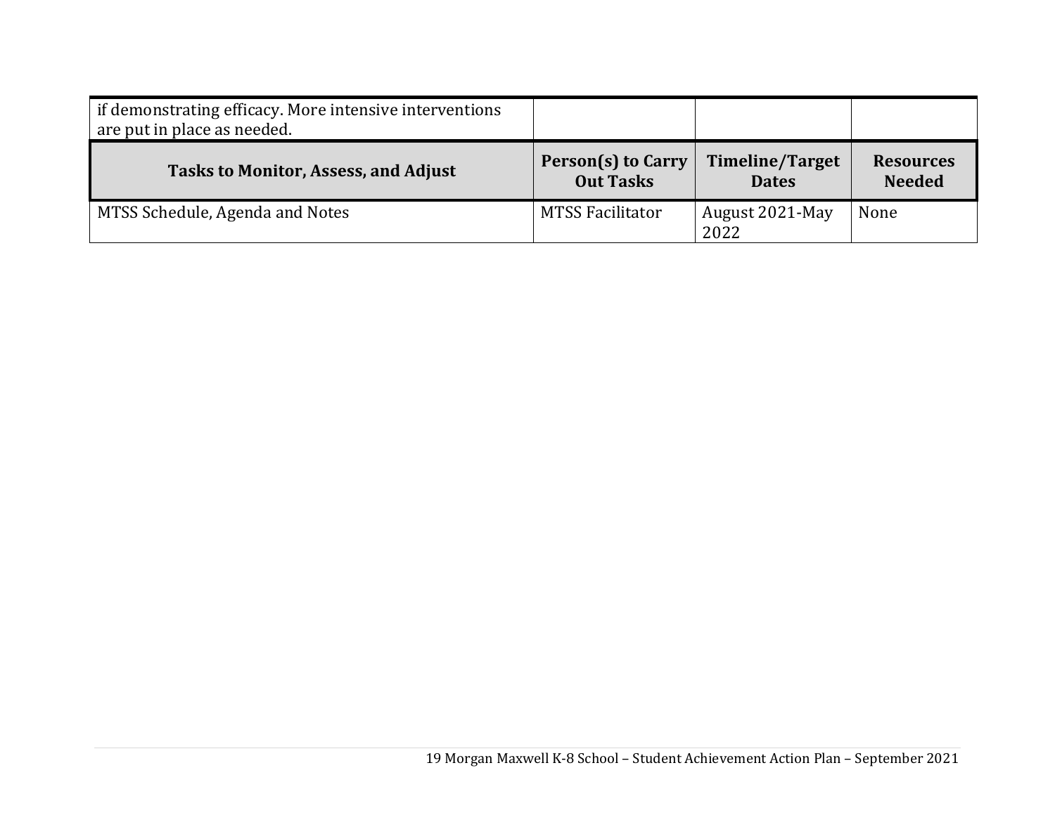| if demonstrating efficacy. More intensive interventions are put in place as needed. | | | |
|---|---|---|---|
| **Tasks to Monitor, Assess, and Adjust** | **Person(s) to Carry Out Tasks** | **Timeline/Target Dates** | **Resources Needed** |
| MTSS Schedule, Agenda and Notes | MTSS Facilitator | August 2021-May 2022 | None |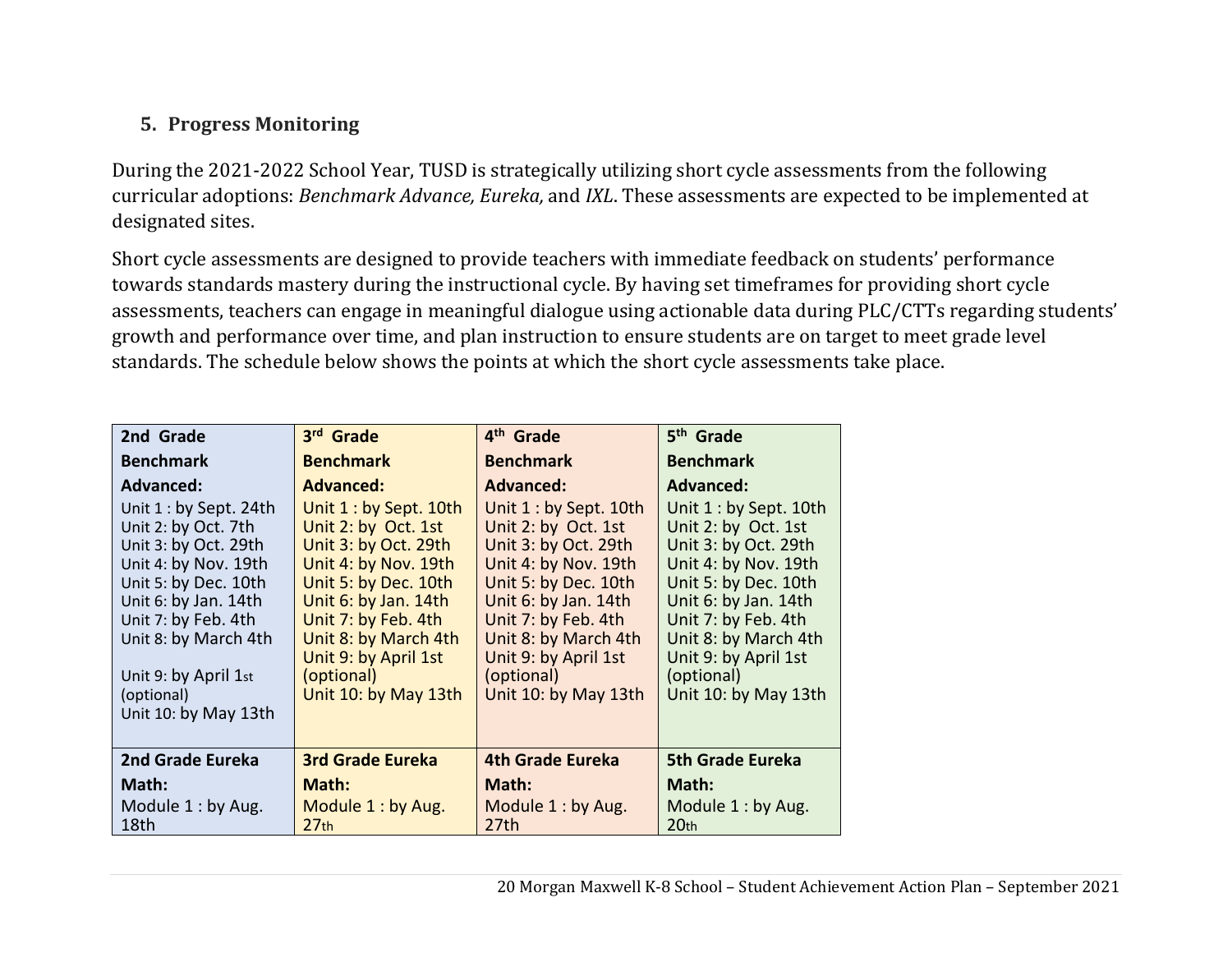## 5. Progress Monitoring

During the 2021-2022 School Year, TUSD is strategically utilizing short cycle assessments from the following curricular adoptions: *Benchmark Advance, Eureka,* and *IXL*. These assessments are expected to be implemented at designated sites.

Short cycle assessments are designed to provide teachers with immediate feedback on students' performance towards standards mastery during the instructional cycle. By having set timeframes for providing short cycle assessments, teachers can engage in meaningful dialogue using actionable data during PLC/CTTs regarding students' growth and performance over time, and plan instruction to ensure students are on target to meet grade level standards. The schedule below shows the points at which the short cycle assessments take place.

| **2nd Grade Benchmark Advanced:** | **3rd Grade Benchmark Advanced:** | **4th Grade Benchmark Advanced:** | **5th Grade Benchmark Advanced:** |
|---|---|---|---|
| Unit 1 : by Sept. 24th<br>Unit 2: by Oct. 7th<br>Unit 3: by Oct. 29th<br>Unit 4: by Nov. 19th<br>Unit 5: by Dec. 10th<br>Unit 6: by Jan. 14th<br>Unit 7: by Feb. 4th<br>Unit 8: by March 4th<br>Unit 9: by April 1st (optional)<br>Unit 10: by May 13th | Unit 1 : by Sept. 10th<br>Unit 2: by Oct. 1st<br>Unit 3: by Oct. 29th<br>Unit 4: by Nov. 19th<br>Unit 5: by Dec. 10th<br>Unit 6: by Jan. 14th<br>Unit 7: by Feb. 4th<br>Unit 8: by March 4th<br>Unit 9: by April 1st (optional)<br>Unit 10: by May 13th | Unit 1 : by Sept. 10th<br>Unit 2: by Oct. 1st<br>Unit 3: by Oct. 29th<br>Unit 4: by Nov. 19th<br>Unit 5: by Dec. 10th<br>Unit 6: by Jan. 14th<br>Unit 7: by Feb. 4th<br>Unit 8: by March 4th<br>Unit 9: by April 1st (optional)<br>Unit 10: by May 13th | Unit 1 : by Sept. 10th<br>Unit 2: by Oct. 1st<br>Unit 3: by Oct. 29th<br>Unit 4: by Nov. 19th<br>Unit 5: by Dec. 10th<br>Unit 6: by Jan. 14th<br>Unit 7: by Feb. 4th<br>Unit 8: by March 4th<br>Unit 9: by April 1st (optional)<br>Unit 10: by May 13th |
| **2nd Grade Eureka Math:**<br>Module 1 : by Aug. 18th | **3rd Grade Eureka Math:**<br>Module 1 : by Aug. 27th | **4th Grade Eureka Math:**<br>Module 1 : by Aug. 27th | **5th Grade Eureka Math:**<br>Module 1 : by Aug. 20th |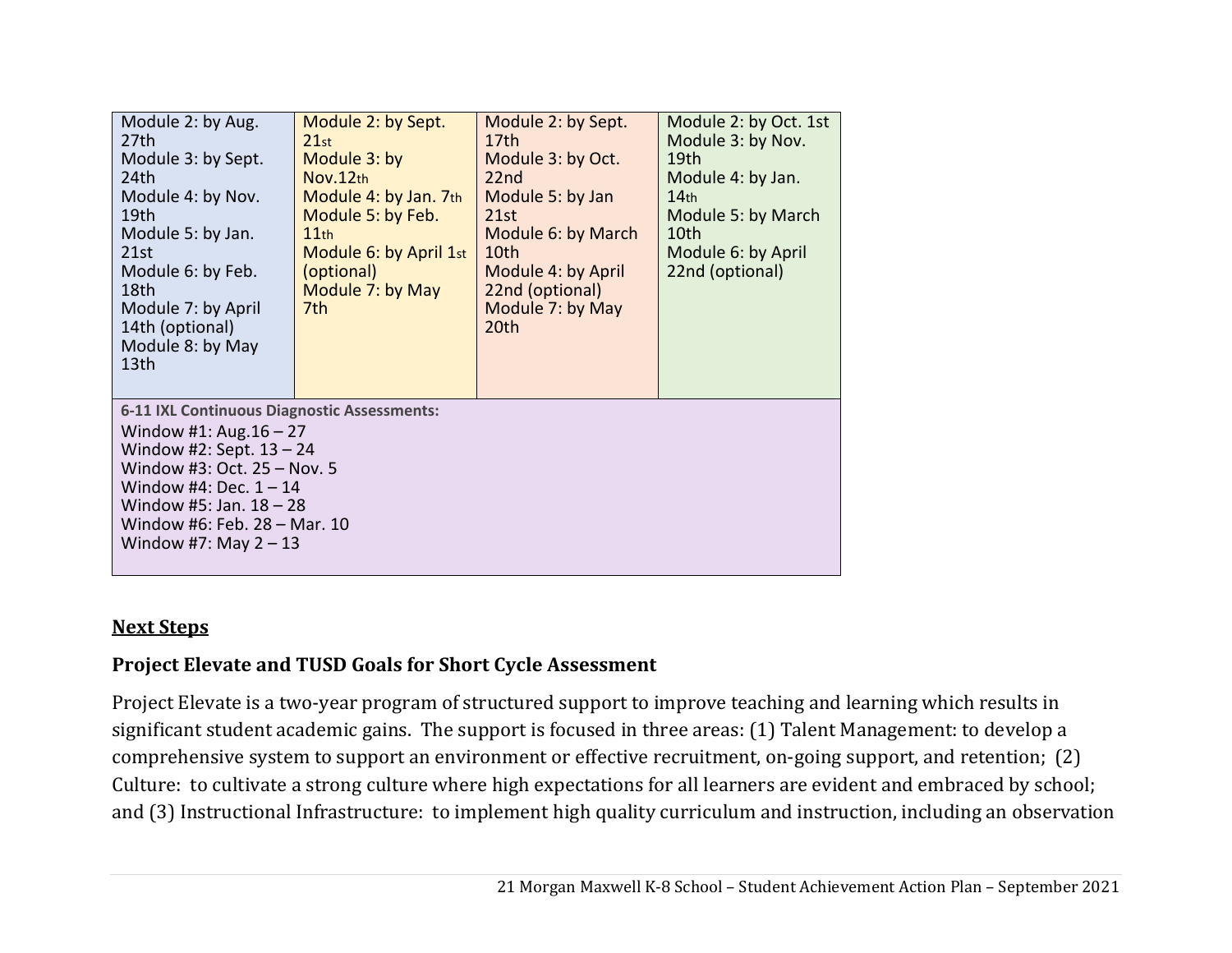| | | | |
|---|---|---|---|
| Module 2: by Aug. 27th<br>Module 3: by Sept. 24th<br>Module 4: by Nov. 19th<br>Module 5: by Jan. 21st<br>Module 6: by Feb. 18th<br>Module 7: by April 14th (optional)<br>Module 8: by May 13th | Module 2: by Sept. 21st<br>Module 3: by Nov.12th<br>Module 4: by Jan. 7th<br>Module 5: by Feb. 11th<br>Module 6: by April 1st (optional)<br>Module 7: by May 7th | Module 2: by Sept. 17th<br>Module 3: by Oct. 22nd<br>Module 5: by Jan 21st<br>Module 6: by March 10th<br>Module 4: by April 22nd (optional)<br>Module 7: by May 20th | Module 2: by Oct. 1st<br>Module 3: by Nov. 19th<br>Module 4: by Jan. 14th<br>Module 5: by March 10th<br>Module 6: by April 22nd (optional) |
| **6-11 IXL Continuous Diagnostic Assessments:**<br>Window #1: Aug.16 – 27<br>Window #2: Sept. 13 – 24<br>Window #3: Oct. 25 – Nov. 5<br>Window #4: Dec. 1 – 14<br>Window #5: Jan. 18 – 28<br>Window #6: Feb. 28 – Mar. 10<br>Window #7: May 2 – 13 | | | |

## Next Steps

### Project Elevate and TUSD Goals for Short Cycle Assessment

Project Elevate is a two-year program of structured support to improve teaching and learning which results in significant student academic gains. The support is focused in three areas: (1) Talent Management: to develop a comprehensive system to support an environment or effective recruitment, on-going support, and retention; (2) Culture: to cultivate a strong culture where high expectations for all learners are evident and embraced by school; and (3) Instructional Infrastructure: to implement high quality curriculum and instruction, including an observation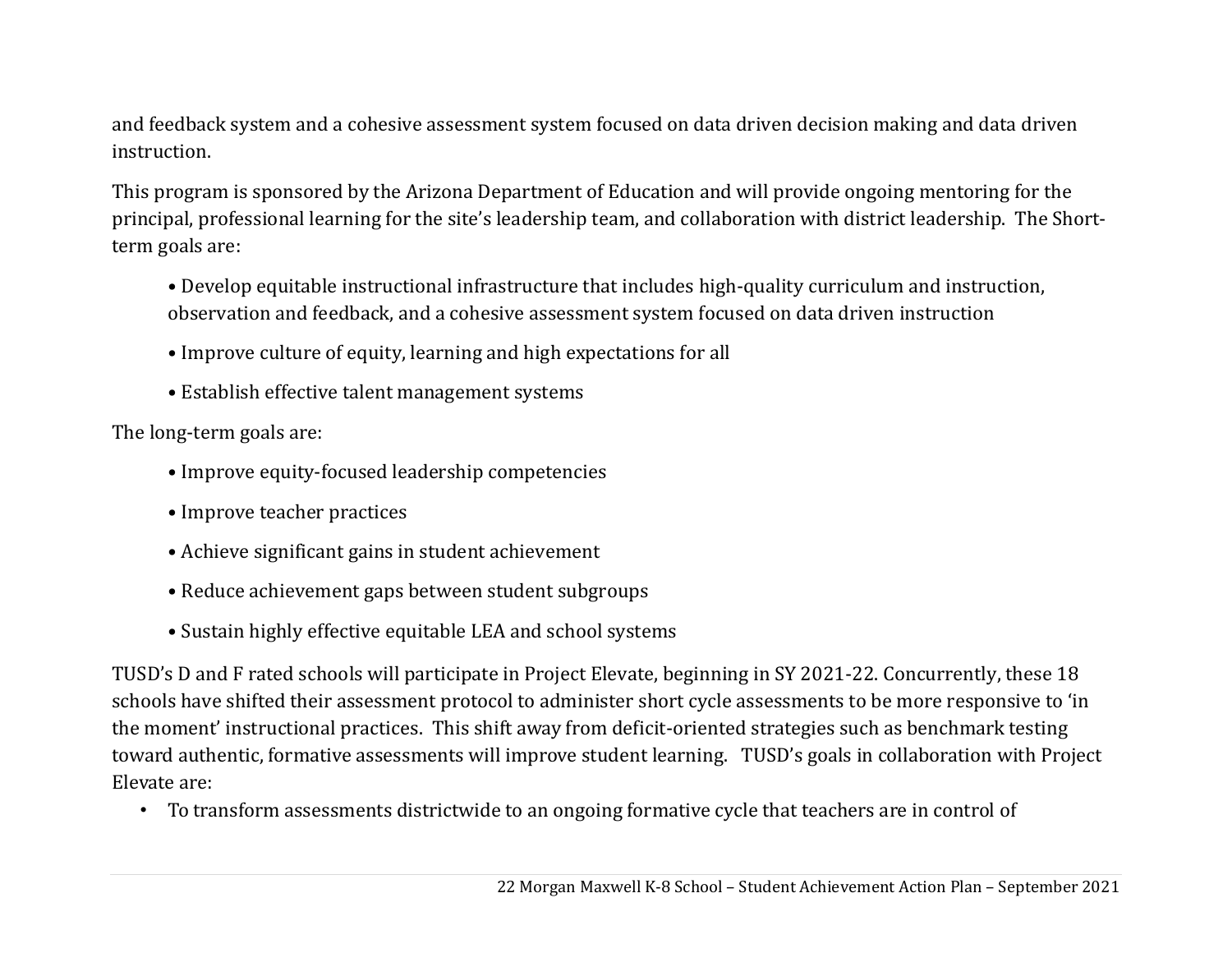and feedback system and a cohesive assessment system focused on data driven decision making and data driven instruction.

This program is sponsored by the Arizona Department of Education and will provide ongoing mentoring for the principal, professional learning for the site's leadership team, and collaboration with district leadership. The Short-term goals are:

- Develop equitable instructional infrastructure that includes high-quality curriculum and instruction, observation and feedback, and a cohesive assessment system focused on data driven instruction
- Improve culture of equity, learning and high expectations for all
- Establish effective talent management systems

The long-term goals are:

- Improve equity-focused leadership competencies
- Improve teacher practices
- Achieve significant gains in student achievement
- Reduce achievement gaps between student subgroups
- Sustain highly effective equitable LEA and school systems

TUSD's D and F rated schools will participate in Project Elevate, beginning in SY 2021-22. Concurrently, these 18 schools have shifted their assessment protocol to administer short cycle assessments to be more responsive to 'in the moment' instructional practices. This shift away from deficit-oriented strategies such as benchmark testing toward authentic, formative assessments will improve student learning. TUSD's goals in collaboration with Project Elevate are:

- To transform assessments districtwide to an ongoing formative cycle that teachers are in control of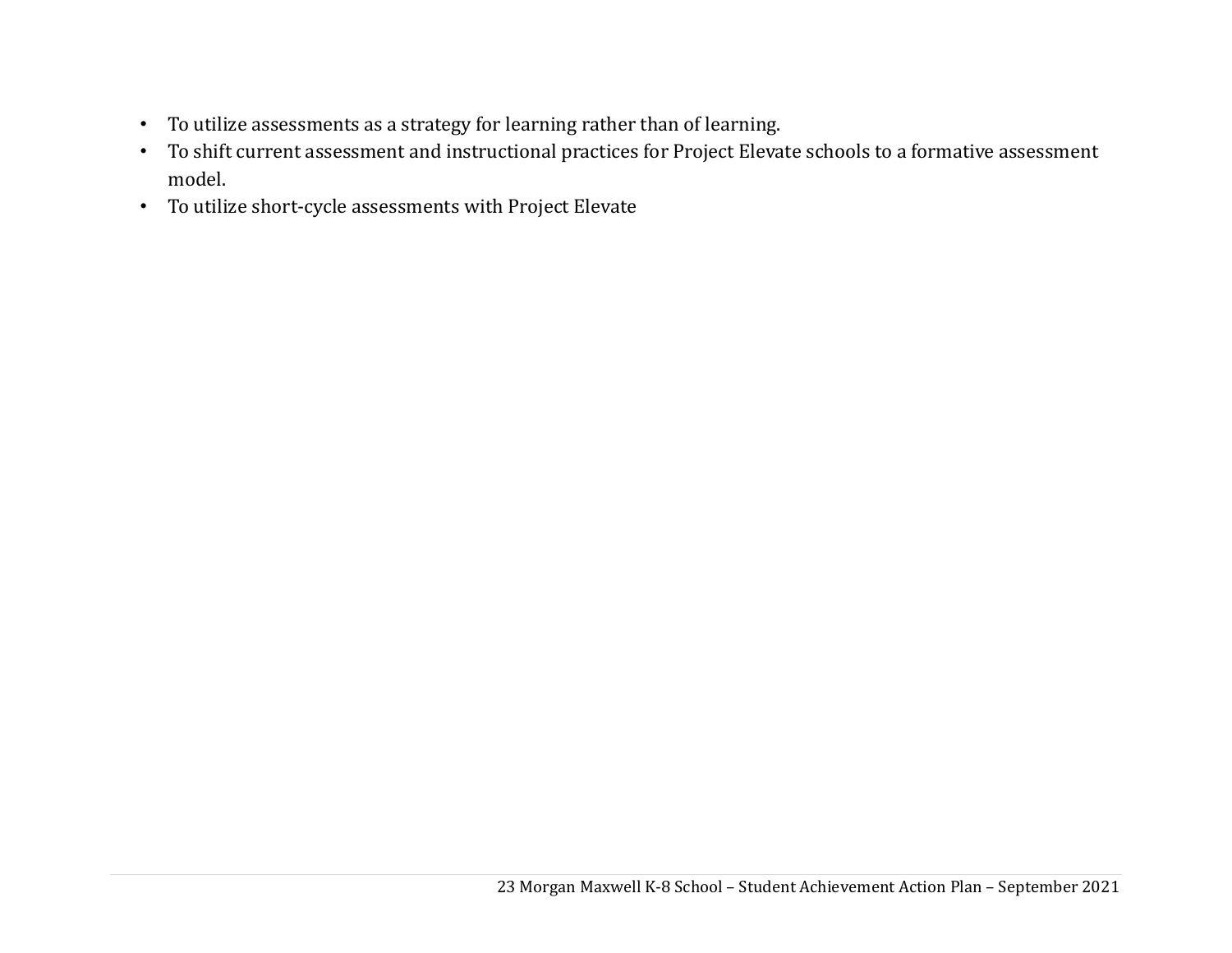- To utilize assessments as a strategy for learning rather than of learning.
- To shift current assessment and instructional practices for Project Elevate schools to a formative assessment model.
- To utilize short-cycle assessments with Project Elevate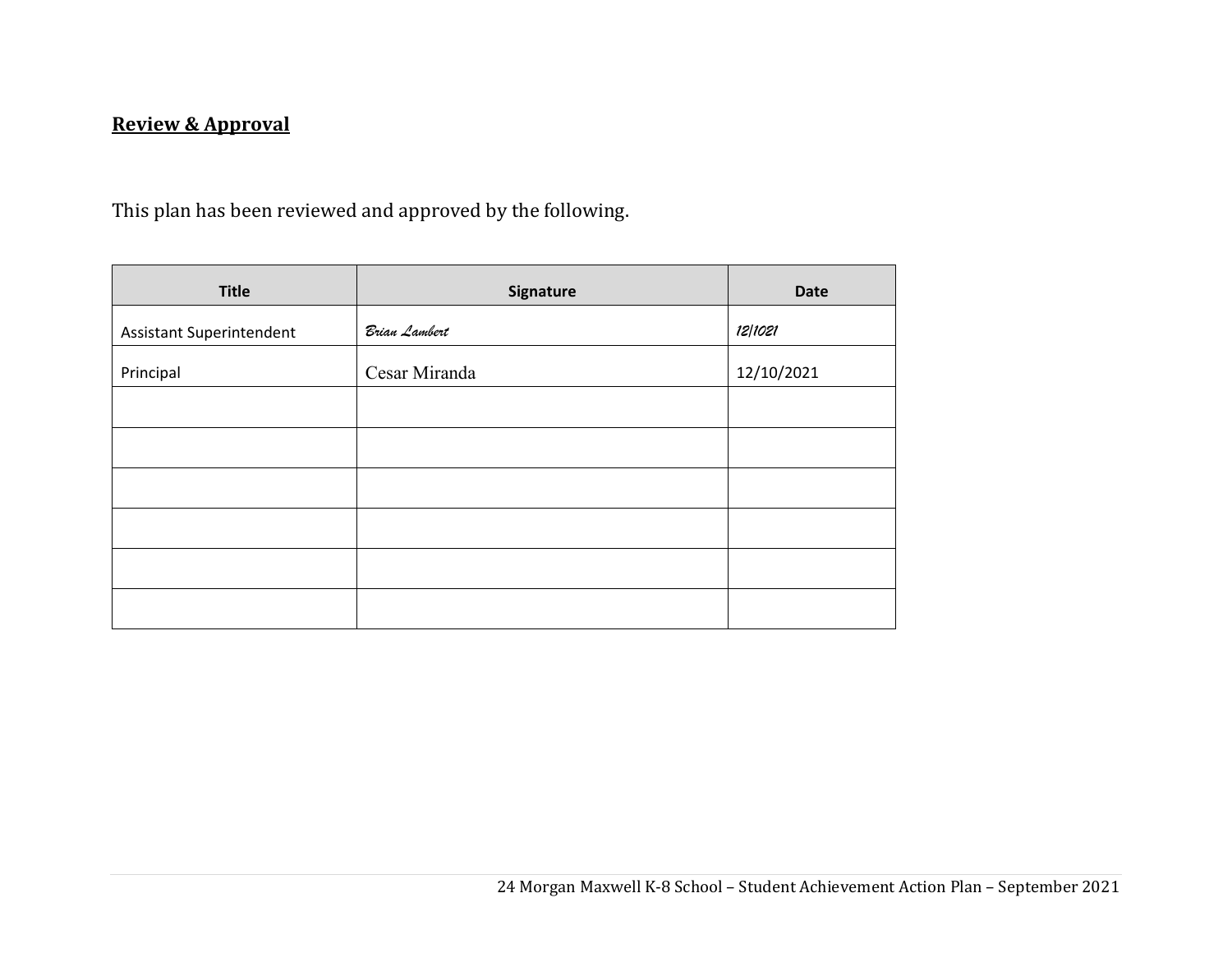**Review & Approval**

This plan has been reviewed and approved by the following.

| Title | Signature | Date |
|---|---|---|
| Assistant Superintendent | *Brian Lambert* | *12/1021* |
| Principal | Cesar Miranda | 12/10/2021 |
| | | |
| | | |
| | | |
| | | |
| | | |
| | | |